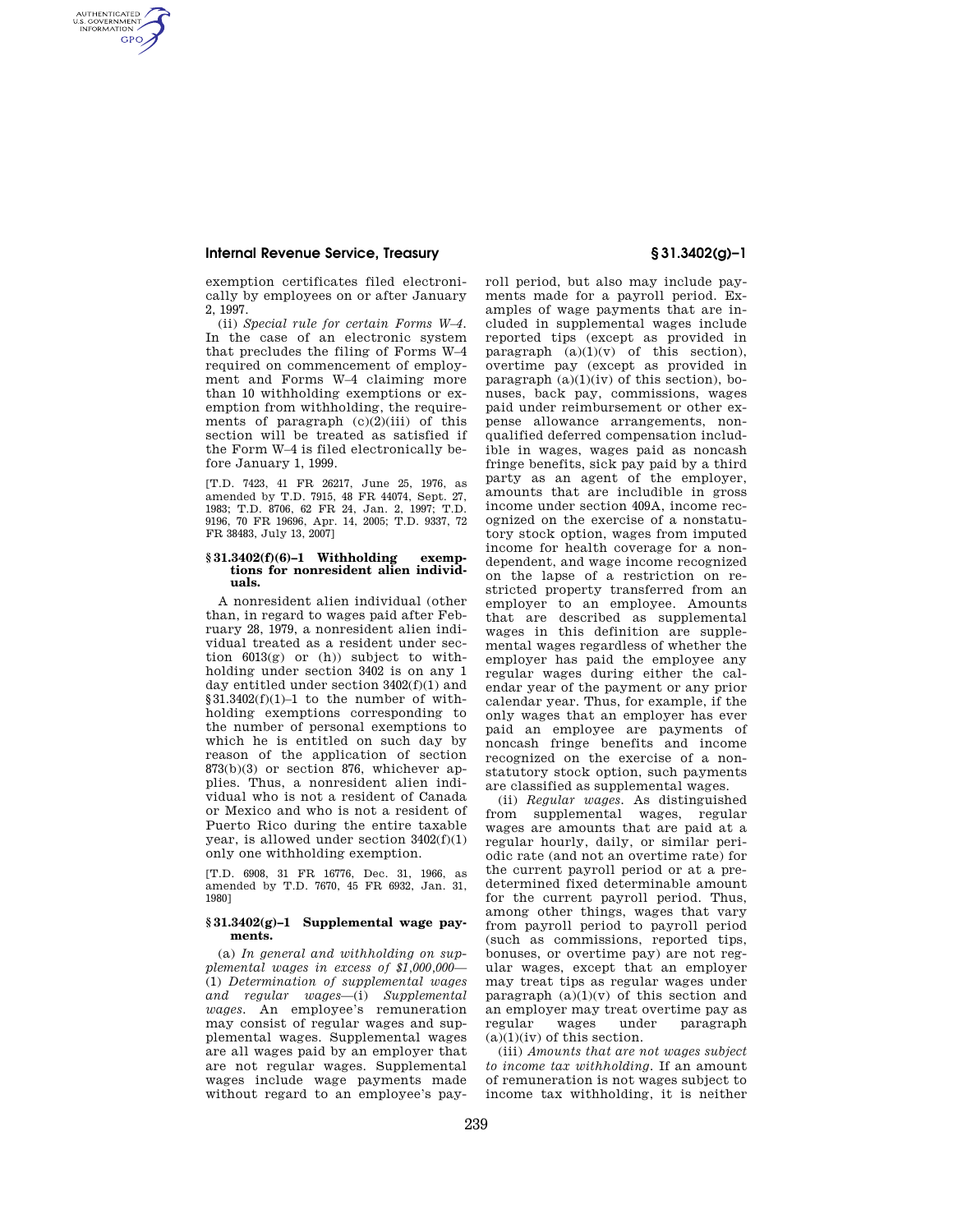exemption certificates filed electronically by employees on or after January 2, 1997.

(ii) *Special rule for certain Forms W–4.* In the case of an electronic system that precludes the filing of Forms W–4 required on commencement of employment and Forms W–4 claiming more than 10 withholding exemptions or exemption from withholding, the requirements of paragraph (c)(2)(iii) of this section will be treated as satisfied if the Form W–4 is filed electronically before January 1, 1999.

[T.D. 7423, 41 FR 26217, June 25, 1976, as amended by T.D. 7915, 48 FR 44074, Sept. 27, 1983; T.D. 8706, 62 FR 24, Jan. 2, 1997; T.D. 9196, 70 FR 19696, Apr. 14, 2005; T.D. 9337, 72 FR 38483, July 13, 2007]

### § 31.3402(f)(6)–1 Withholding exemptions for nonresident alien individuals.

A nonresident alien individual (other than, in regard to wages paid after February 28, 1979, a nonresident alien individual treated as a resident under section 6013(g) or (h)) subject to withholding under section 3402 is on any 1 day entitled under section 3402(f)(1) and § 31.3402(f)(1)–1 to the number of withholding exemptions corresponding to the number of personal exemptions to which he is entitled on such day by reason of the application of section 873(b)(3) or section 876, whichever applies. Thus, a nonresident alien individual who is not a resident of Canada or Mexico and who is not a resident of Puerto Rico during the entire taxable year, is allowed under section 3402(f)(1) only one withholding exemption.

[T.D. 6908, 31 FR 16776, Dec. 31, 1966, as amended by T.D. 7670, 45 FR 6932, Jan. 31, 1980]

### § 31.3402(g)–1 Supplemental wage payments.

(a) *In general and withholding on supplemental wages in excess of $1,000,000*—(1) *Determination of supplemental wages and regular wages*—(i) *Supplemental wages.* An employee's remuneration may consist of regular wages and supplemental wages. Supplemental wages are all wages paid by an employer that are not regular wages. Supplemental wages include wage payments made without regard to an employee's payroll period, but also may include payments made for a payroll period. Examples of wage payments that are included in supplemental wages include reported tips (except as provided in paragraph (a)(1)(v) of this section), overtime pay (except as provided in paragraph (a)(1)(iv) of this section), bonuses, back pay, commissions, wages paid under reimbursement or other expense allowance arrangements, nonqualified deferred compensation includible in wages, wages paid as noncash fringe benefits, sick pay paid by a third party as an agent of the employer, amounts that are includible in gross income under section 409A, income recognized on the exercise of a nonstatutory stock option, wages from imputed income for health coverage for a nondependent, and wage income recognized on the lapse of a restriction on restricted property transferred from an employer to an employee. Amounts that are described as supplemental wages in this definition are supplemental wages regardless of whether the employer has paid the employee any regular wages during either the calendar year of the payment or any prior calendar year. Thus, for example, if the only wages that an employer has ever paid an employee are payments of noncash fringe benefits and income recognized on the exercise of a nonstatutory stock option, such payments are classified as supplemental wages.

(ii) *Regular wages.* As distinguished from supplemental wages, regular wages are amounts that are paid at a regular hourly, daily, or similar periodic rate (and not an overtime rate) for the current payroll period or at a predetermined fixed determinable amount for the current payroll period. Thus, among other things, wages that vary from payroll period to payroll period (such as commissions, reported tips, bonuses, or overtime pay) are not regular wages, except that an employer may treat tips as regular wages under paragraph (a)(1)(v) of this section and an employer may treat overtime pay as regular wages under paragraph (a)(1)(iv) of this section.

(iii) *Amounts that are not wages subject to income tax withholding.* If an amount of remuneration is not wages subject to income tax withholding, it is neither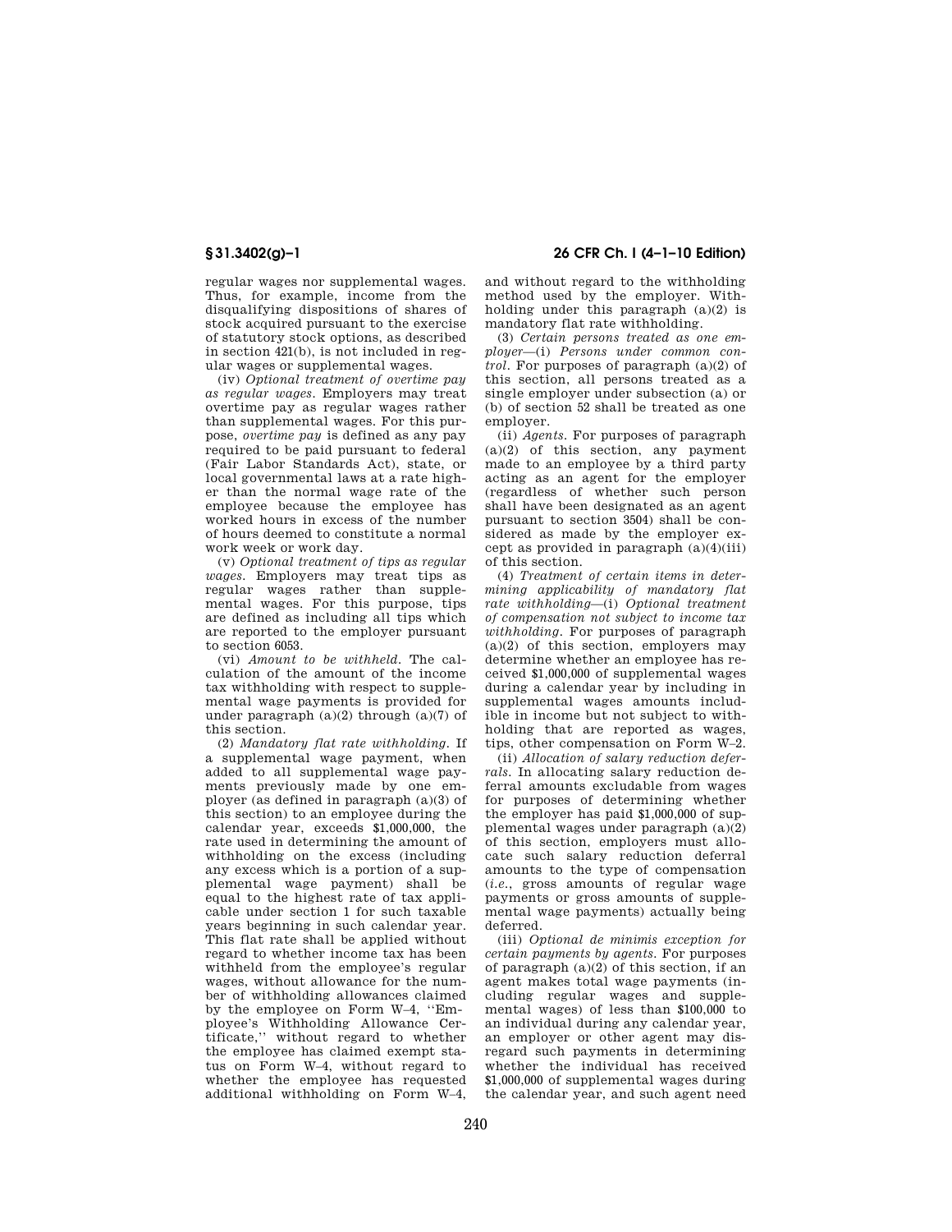regular wages nor supplemental wages. Thus, for example, income from the disqualifying dispositions of shares of stock acquired pursuant to the exercise of statutory stock options, as described in section 421(b), is not included in regular wages or supplemental wages.

(iv) *Optional treatment of overtime pay as regular wages.* Employers may treat overtime pay as regular wages rather than supplemental wages. For this purpose, *overtime pay* is defined as any pay required to be paid pursuant to federal (Fair Labor Standards Act), state, or local governmental laws at a rate higher than the normal wage rate of the employee because the employee has worked hours in excess of the number of hours deemed to constitute a normal work week or work day.

(v) *Optional treatment of tips as regular wages.* Employers may treat tips as regular wages rather than supplemental wages. For this purpose, tips are defined as including all tips which are reported to the employer pursuant to section 6053.

(vi) *Amount to be withheld.* The calculation of the amount of the income tax withholding with respect to supplemental wage payments is provided for under paragraph (a)(2) through (a)(7) of this section.

(2) *Mandatory flat rate withholding.* If a supplemental wage payment, when added to all supplemental wage payments previously made by one employer (as defined in paragraph (a)(3) of this section) to an employee during the calendar year, exceeds $1,000,000, the rate used in determining the amount of withholding on the excess (including any excess which is a portion of a supplemental wage payment) shall be equal to the highest rate of tax applicable under section 1 for such taxable years beginning in such calendar year. This flat rate shall be applied without regard to whether income tax has been withheld from the employee's regular wages, without allowance for the number of withholding allowances claimed by the employee on Form W–4, ''Employee's Withholding Allowance Certificate,'' without regard to whether the employee has claimed exempt status on Form W–4, without regard to whether the employee has requested additional withholding on Form W–4, and without regard to the withholding method used by the employer. Withholding under this paragraph (a)(2) is mandatory flat rate withholding.

(3) *Certain persons treated as one employer*—(i) *Persons under common control.* For purposes of paragraph (a)(2) of this section, all persons treated as a single employer under subsection (a) or (b) of section 52 shall be treated as one employer.

(ii) *Agents.* For purposes of paragraph (a)(2) of this section, any payment made to an employee by a third party acting as an agent for the employer (regardless of whether such person shall have been designated as an agent pursuant to section 3504) shall be considered as made by the employer except as provided in paragraph (a)(4)(iii) of this section.

(4) *Treatment of certain items in determining applicability of mandatory flat rate withholding*—(i) *Optional treatment of compensation not subject to income tax withholding.* For purposes of paragraph (a)(2) of this section, employers may determine whether an employee has received $1,000,000 of supplemental wages during a calendar year by including in supplemental wages amounts includible in income but not subject to withholding that are reported as wages, tips, other compensation on Form W–2.

(ii) *Allocation of salary reduction deferrals.* In allocating salary reduction deferral amounts excludable from wages for purposes of determining whether the employer has paid $1,000,000 of supplemental wages under paragraph (a)(2) of this section, employers must allocate such salary reduction deferral amounts to the type of compensation (*i.e.*, gross amounts of regular wage payments or gross amounts of supplemental wage payments) actually being deferred.

(iii) *Optional de minimis exception for certain payments by agents.* For purposes of paragraph (a)(2) of this section, if an agent makes total wage payments (including regular wages and supplemental wages) of less than $100,000 to an individual during any calendar year, an employer or other agent may disregard such payments in determining whether the individual has received $1,000,000 of supplemental wages during the calendar year, and such agent need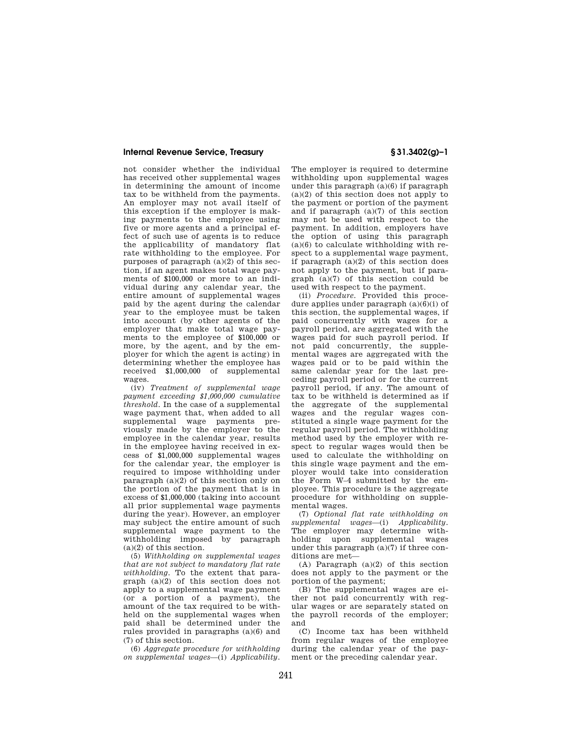not consider whether the individual has received other supplemental wages in determining the amount of income tax to be withheld from the payments. An employer may not avail itself of this exception if the employer is making payments to the employee using five or more agents and a principal effect of such use of agents is to reduce the applicability of mandatory flat rate withholding to the employee. For purposes of paragraph (a)(2) of this section, if an agent makes total wage payments of $100,000 or more to an individual during any calendar year, the entire amount of supplemental wages paid by the agent during the calendar year to the employee must be taken into account (by other agents of the employer that make total wage payments to the employee of $100,000 or more, by the agent, and by the employer for which the agent is acting) in determining whether the employee has received $1,000,000 of supplemental wages.

(iv) *Treatment of supplemental wage payment exceeding $1,000,000 cumulative threshold.* In the case of a supplemental wage payment that, when added to all supplemental wage payments previously made by the employer to the employee in the calendar year, results in the employee having received in excess of $1,000,000 supplemental wages for the calendar year, the employer is required to impose withholding under paragraph (a)(2) of this section only on the portion of the payment that is in excess of $1,000,000 (taking into account all prior supplemental wage payments during the year). However, an employer may subject the entire amount of such supplemental wage payment to the withholding imposed by paragraph (a)(2) of this section.

(5) *Withholding on supplemental wages that are not subject to mandatory flat rate withholding.* To the extent that paragraph (a)(2) of this section does not apply to a supplemental wage payment (or a portion of a payment), the amount of the tax required to be withheld on the supplemental wages when paid shall be determined under the rules provided in paragraphs (a)(6) and (7) of this section.

(6) *Aggregate procedure for withholding on supplemental wages*—(i) *Applicability.* The employer is required to determine withholding upon supplemental wages under this paragraph (a)(6) if paragraph (a)(2) of this section does not apply to the payment or portion of the payment and if paragraph (a)(7) of this section may not be used with respect to the payment. In addition, employers have the option of using this paragraph (a)(6) to calculate withholding with respect to a supplemental wage payment, if paragraph (a)(2) of this section does not apply to the payment, but if paragraph (a)(7) of this section could be used with respect to the payment.

(ii) *Procedure.* Provided this procedure applies under paragraph (a)(6)(i) of this section, the supplemental wages, if paid concurrently with wages for a payroll period, are aggregated with the wages paid for such payroll period. If not paid concurrently, the supplemental wages are aggregated with the wages paid or to be paid within the same calendar year for the last preceding payroll period or for the current payroll period, if any. The amount of tax to be withheld is determined as if the aggregate of the supplemental wages and the regular wages constituted a single wage payment for the regular payroll period. The withholding method used by the employer with respect to regular wages would then be used to calculate the withholding on this single wage payment and the employer would take into consideration the Form W–4 submitted by the employee. This procedure is the aggregate procedure for withholding on supplemental wages.

(7) *Optional flat rate withholding on supplemental wages*—(i) *Applicability.* The employer may determine withholding upon supplemental wages under this paragraph (a)(7) if three conditions are met—

(A) Paragraph (a)(2) of this section does not apply to the payment or the portion of the payment;

(B) The supplemental wages are either not paid concurrently with regular wages or are separately stated on the payroll records of the employer; and

(C) Income tax has been withheld from regular wages of the employee during the calendar year of the payment or the preceding calendar year.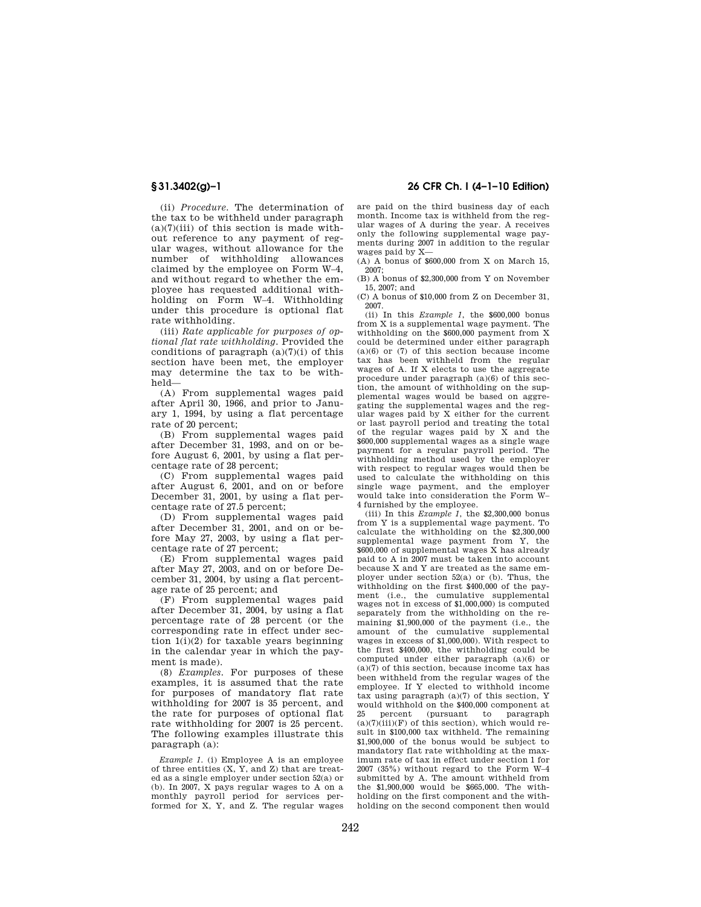(ii) *Procedure*. The determination of the tax to be withheld under paragraph (a)(7)(iii) of this section is made without reference to any payment of regular wages, without allowance for the number of withholding allowances claimed by the employee on Form W–4, and without regard to whether the employee has requested additional withholding on Form W–4. Withholding under this procedure is optional flat rate withholding.

(iii) *Rate applicable for purposes of optional flat rate withholding*. Provided the conditions of paragraph (a)(7)(i) of this section have been met, the employer may determine the tax to be withheld—

(A) From supplemental wages paid after April 30, 1966, and prior to January 1, 1994, by using a flat percentage rate of 20 percent;

(B) From supplemental wages paid after December 31, 1993, and on or before August 6, 2001, by using a flat percentage rate of 28 percent;

(C) From supplemental wages paid after August 6, 2001, and on or before December 31, 2001, by using a flat percentage rate of 27.5 percent;

(D) From supplemental wages paid after December 31, 2001, and on or before May 27, 2003, by using a flat percentage rate of 27 percent;

(E) From supplemental wages paid after May 27, 2003, and on or before December 31, 2004, by using a flat percentage rate of 25 percent; and

(F) From supplemental wages paid after December 31, 2004, by using a flat percentage rate of 28 percent (or the corresponding rate in effect under section 1(i)(2) for taxable years beginning in the calendar year in which the payment is made).

(8) *Examples*. For purposes of these examples, it is assumed that the rate for purposes of mandatory flat rate withholding for 2007 is 35 percent, and the rate for purposes of optional flat rate withholding for 2007 is 25 percent. The following examples illustrate this paragraph (a):

*Example 1*. (i) Employee A is an employee of three entities (X, Y, and Z) that are treated as a single employer under section 52(a) or (b). In 2007, X pays regular wages to A on a monthly payroll period for services performed for X, Y, and Z. The regular wages are paid on the third business day of each month. Income tax is withheld from the regular wages of A during the year. A receives only the following supplemental wage payments during 2007 in addition to the regular wages paid by X—

(A) A bonus of $600,000 from X on March 15, 2007;

(B) A bonus of $2,300,000 from Y on November 15, 2007; and

(C) A bonus of $10,000 from Z on December 31, 2007.

(ii) In this *Example 1*, the $600,000 bonus from X is a supplemental wage payment. The withholding on the $600,000 payment from X could be determined under either paragraph (a)(6) or (7) of this section because income tax has been withheld from the regular wages of A. If X elects to use the aggregate procedure under paragraph (a)(6) of this section, the amount of withholding on the supplemental wages would be based on aggregating the supplemental wages and the regular wages paid by X either for the current or last payroll period and treating the total of the regular wages paid by X and the $600,000 supplemental wages as a single wage payment for a regular payroll period. The withholding method used by the employer with respect to regular wages would then be used to calculate the withholding on this single wage payment, and the employer would take into consideration the Form W–4 furnished by the employee.

(iii) In this *Example 1*, the $2,300,000 bonus from Y is a supplemental wage payment. To calculate the withholding on the $2,300,000 supplemental wage payment from Y, the $600,000 of supplemental wages X has already paid to A in 2007 must be taken into account because X and Y are treated as the same employer under section 52(a) or (b). Thus, the withholding on the first $400,000 of the payment (i.e., the cumulative supplemental wages not in excess of $1,000,000) is computed separately from the withholding on the remaining $1,900,000 of the payment (i.e., the amount of the cumulative supplemental wages in excess of $1,000,000). With respect to the first $400,000, the withholding could be computed under either paragraph (a)(6) or (a)(7) of this section, because income tax has been withheld from the regular wages of the employee. If Y elected to withhold income tax using paragraph (a)(7) of this section, Y would withhold on the $400,000 component at 25 percent (pursuant to paragraph (a)(7)(iii)(F) of this section), which would result in $100,000 tax withheld. The remaining $1,900,000 of the bonus would be subject to mandatory flat rate withholding at the maximum rate of tax in effect under section 1 for 2007 (35%) without regard to the Form W–4 submitted by A. The amount withheld from the $1,900,000 would be $665,000. The withholding on the first component and the withholding on the second component then would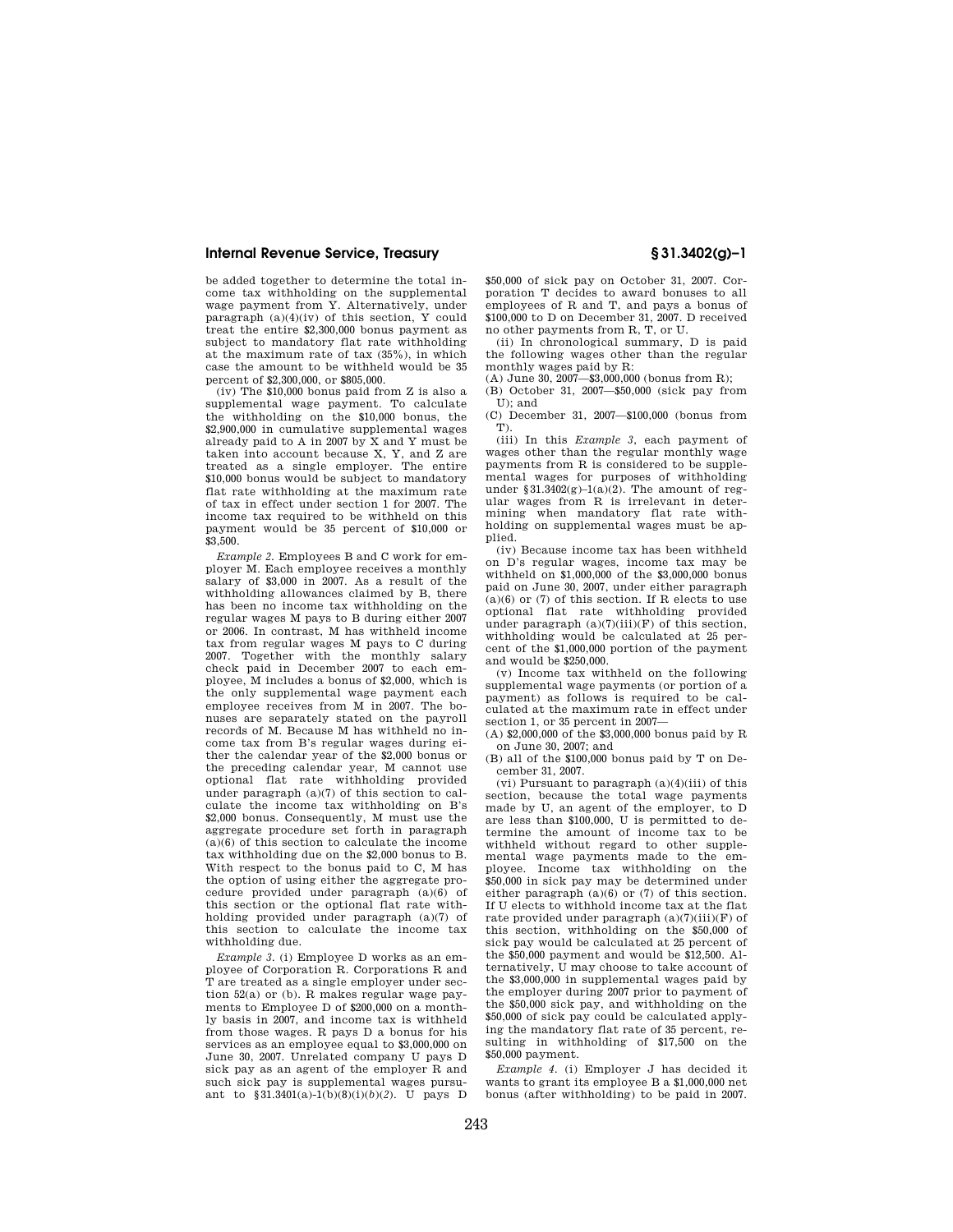be added together to determine the total income tax withholding on the supplemental wage payment from Y. Alternatively, under paragraph (a)(4)(iv) of this section, Y could treat the entire $2,300,000 bonus payment as subject to mandatory flat rate withholding at the maximum rate of tax (35%), in which case the amount to be withheld would be 35 percent of $2,300,000, or $805,000.

(iv) The $10,000 bonus paid from Z is also a supplemental wage payment. To calculate the withholding on the $10,000 bonus, the $2,900,000 in cumulative supplemental wages already paid to A in 2007 by X and Y must be taken into account because X, Y, and Z are treated as a single employer. The entire $10,000 bonus would be subject to mandatory flat rate withholding at the maximum rate of tax in effect under section 1 for 2007. The income tax required to be withheld on this payment would be 35 percent of $10,000 or $3,500.

*Example 2.* Employees B and C work for employer M. Each employee receives a monthly salary of $3,000 in 2007. As a result of the withholding allowances claimed by B, there has been no income tax withholding on the regular wages M pays to B during either 2007 or 2006. In contrast, M has withheld income tax from regular wages M pays to C during 2007. Together with the monthly salary check paid in December 2007 to each employee, M includes a bonus of $2,000, which is the only supplemental wage payment each employee receives from M in 2007. The bonuses are separately stated on the payroll records of M. Because M has withheld no income tax from B's regular wages during either the calendar year of the $2,000 bonus or the preceding calendar year, M cannot use optional flat rate withholding provided under paragraph (a)(7) of this section to calculate the income tax withholding on B's $2,000 bonus. Consequently, M must use the aggregate procedure set forth in paragraph (a)(6) of this section to calculate the income tax withholding due on the $2,000 bonus to B. With respect to the bonus paid to C, M has the option of using either the aggregate procedure provided under paragraph (a)(6) of this section or the optional flat rate withholding provided under paragraph (a)(7) of this section to calculate the income tax withholding due.

*Example 3.* (i) Employee D works as an employee of Corporation R. Corporations R and T are treated as a single employer under section 52(a) or (b). R makes regular wage payments to Employee D of $200,000 on a monthly basis in 2007, and income tax is withheld from those wages. R pays D a bonus for his services as an employee equal to $3,000,000 on June 30, 2007. Unrelated company U pays D sick pay as an agent of the employer R and such sick pay is supplemental wages pursuant to §31.3401(a)-1(b)(8)(i)(*b*)(*2*). U pays D $50,000 of sick pay on October 31, 2007. Corporation T decides to award bonuses to all employees of R and T, and pays a bonus of $100,000 to D on December 31, 2007. D received no other payments from R, T, or U.

(ii) In chronological summary, D is paid the following wages other than the regular monthly wages paid by R:

(A) June 30, 2007—$3,000,000 (bonus from R);

(B) October 31, 2007—$50,000 (sick pay from U); and

(C) December 31, 2007—$100,000 (bonus from T).

(iii) In this *Example 3*, each payment of wages other than the regular monthly wage payments from R is considered to be supplemental wages for purposes of withholding under §31.3402(g)–1(a)(2). The amount of regular wages from R is irrelevant in determining when mandatory flat rate withholding on supplemental wages must be applied.

(iv) Because income tax has been withheld on D's regular wages, income tax may be withheld on $1,000,000 of the $3,000,000 bonus paid on June 30, 2007, under either paragraph (a)(6) or (7) of this section. If R elects to use optional flat rate withholding provided under paragraph (a)(7)(iii)(F) of this section, withholding would be calculated at 25 percent of the $1,000,000 portion of the payment and would be $250,000.

(v) Income tax withheld on the following supplemental wage payments (or portion of a payment) as follows is required to be calculated at the maximum rate in effect under section 1, or 35 percent in 2007—

(A) $2,000,000 of the $3,000,000 bonus paid by R on June 30, 2007; and

(B) all of the $100,000 bonus paid by T on December 31, 2007.

(vi) Pursuant to paragraph (a)(4)(iii) of this section, because the total wage payments made by U, an agent of the employer, to D are less than $100,000, U is permitted to determine the amount of income tax to be withheld without regard to other supplemental wage payments made to the employee. Income tax withholding on the $50,000 in sick pay may be determined under either paragraph (a)(6) or (7) of this section. If U elects to withhold income tax at the flat rate provided under paragraph (a)(7)(iii)(F) of this section, withholding on the $50,000 of sick pay would be calculated at 25 percent of the $50,000 payment and would be $12,500. Alternatively, U may choose to take account of the $3,000,000 in supplemental wages paid by the employer during 2007 prior to payment of the $50,000 sick pay, and withholding on the $50,000 of sick pay could be calculated applying the mandatory flat rate of 35 percent, resulting in withholding of $17,500 on the $50,000 payment.

*Example 4.* (i) Employer J has decided it wants to grant its employee B a $1,000,000 net bonus (after withholding) to be paid in 2007.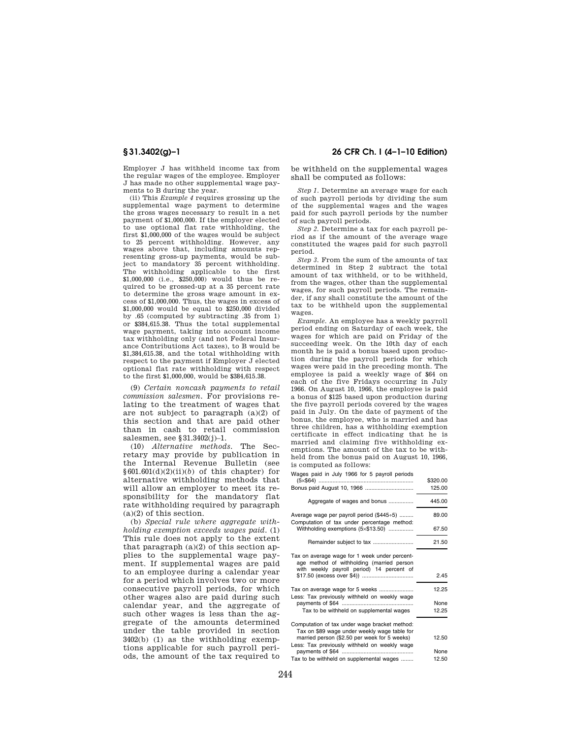Employer J has withheld income tax from the regular wages of the employee. Employer J has made no other supplemental wage payments to B during the year.

(ii) This *Example 4* requires grossing up the supplemental wage payment to determine the gross wages necessary to result in a net payment of $1,000,000. If the employer elected to use optional flat rate withholding, the first $1,000,000 of the wages would be subject to 25 percent withholding. However, any wages above that, including amounts representing gross-up payments, would be subject to mandatory 35 percent withholding. The withholding applicable to the first $1,000,000 (i.e., $250,000) would thus be required to be grossed-up at a 35 percent rate to determine the gross wage amount in excess of $1,000,000. Thus, the wages in excess of $1,000,000 would be equal to $250,000 divided by .65 (computed by subtracting .35 from 1) or $384,615.38. Thus the total supplemental wage payment, taking into account income tax withholding only (and not Federal Insurance Contributions Act taxes), to B would be $1,384,615.38, and the total withholding with respect to the payment if Employer J elected optional flat rate withholding with respect to the first $1,000,000, would be $384,615.38.

(9) *Certain noncash payments to retail commission salesmen.* For provisions relating to the treatment of wages that are not subject to paragraph (a)(2) of this section and that are paid other than in cash to retail commission salesmen, see §31.3402(j)–1.

(10) *Alternative methods.* The Secretary may provide by publication in the Internal Revenue Bulletin (see §601.601(d)(2)(ii)(*b*) of this chapter) for alternative withholding methods that will allow an employer to meet its responsibility for the mandatory flat rate withholding required by paragraph (a)(2) of this section.

(b) *Special rule where aggregate withholding exemption exceeds wages paid.* (1) This rule does not apply to the extent that paragraph (a)(2) of this section applies to the supplemental wage payment. If supplemental wages are paid to an employee during a calendar year for a period which involves two or more consecutive payroll periods, for which other wages also are paid during such calendar year, and the aggregate of such other wages is less than the aggregate of the amounts determined under the table provided in section 3402(b) (1) as the withholding exemptions applicable for such payroll periods, the amount of the tax required to be withheld on the supplemental wages shall be computed as follows:

*Step 1.* Determine an average wage for each of such payroll periods by dividing the sum of the supplemental wages and the wages paid for such payroll periods by the number of such payroll periods.

*Step 2.* Determine a tax for each payroll period as if the amount of the average wage constituted the wages paid for such payroll period.

*Step 3.* From the sum of the amounts of tax determined in Step 2 subtract the total amount of tax withheld, or to be withheld, from the wages, other than the supplemental wages, for such payroll periods. The remainder, if any shall constitute the amount of the tax to be withheld upon the supplemental wages.

*Example.* An employee has a weekly payroll period ending on Saturday of each week, the wages for which are paid on Friday of the succeeding week. On the 10th day of each month he is paid a bonus based upon production during the payroll periods for which wages were paid in the preceding month. The employee is paid a weekly wage of $64 on each of the five Fridays occurring in July 1966. On August 10, 1966, the employee is paid a bonus of $125 based upon production during the five payroll periods covered by the wages paid in July. On the date of payment of the bonus, the employee, who is married and has three children, has a withholding exemption certificate in effect indicating that he is married and claiming five withholding exemptions. The amount of the tax to be withheld from the bonus paid on August 10, 1966, is computed as follows:

| | |
|---|---|
| Wages paid in July 1966 for 5 payroll periods (5×$64) | $320.00 |
| Bonus paid August 10, 1966 | 125.00 |
| Aggregate of wages and bonus | 445.00 |
| Average wage per payroll period ($445÷5) | 89.00 |
| Computation of tax under percentage method: Withholding exemptions (5×$13.50) | 67.50 |
| Remainder subject to tax | 21.50 |
| Tax on average wage for 1 week under percentage method of withholding (married person with weekly payroll period) 14 percent of $17.50 (excess over $4)) | 2.45 |
| Tax on average wage for 5 weeks | 12.25 |
| Less: Tax previously withheld on weekly wage payments of $64 | None |
| Tax to be withheld on supplemental wages | 12.25 |
| Computation of tax under wage bracket method: Tax on $89 wage under weekly wage table for married person ($2.50 per week for 5 weeks) | 12.50 |
| Less: Tax previously withheld on weekly wage payments of $64 | None |
| Tax to be withheld on supplemental wages | 12.50 |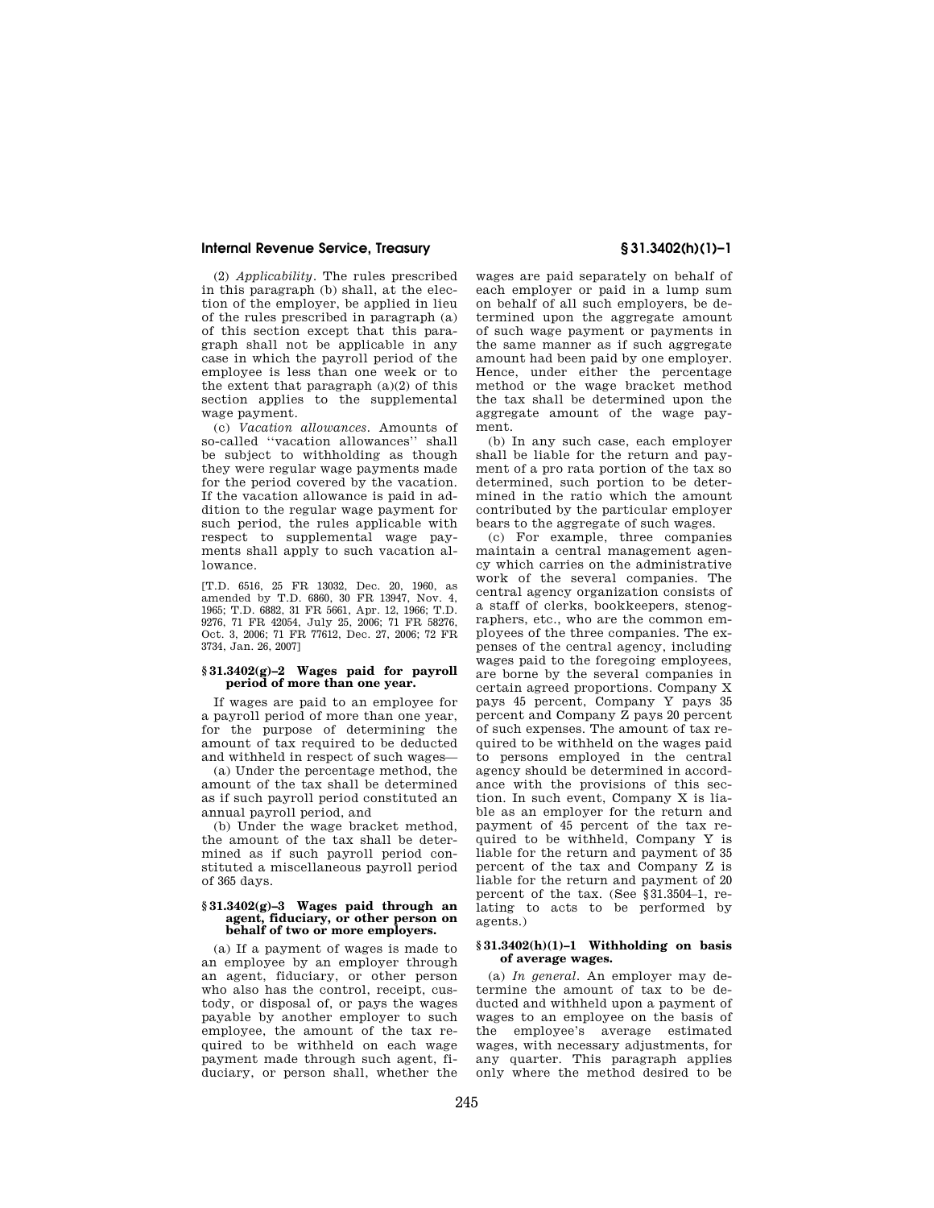(2) *Applicability.* The rules prescribed in this paragraph (b) shall, at the election of the employer, be applied in lieu of the rules prescribed in paragraph (a) of this section except that this paragraph shall not be applicable in any case in which the payroll period of the employee is less than one week or to the extent that paragraph (a)(2) of this section applies to the supplemental wage payment.

(c) *Vacation allowances.* Amounts of so-called ''vacation allowances'' shall be subject to withholding as though they were regular wage payments made for the period covered by the vacation. If the vacation allowance is paid in addition to the regular wage payment for such period, the rules applicable with respect to supplemental wage payments shall apply to such vacation allowance.

[T.D. 6516, 25 FR 13032, Dec. 20, 1960, as amended by T.D. 6860, 30 FR 13947, Nov. 4, 1965; T.D. 6882, 31 FR 5661, Apr. 12, 1966; T.D. 9276, 71 FR 42054, July 25, 2006; 71 FR 58276, Oct. 3, 2006; 71 FR 77612, Dec. 27, 2006; 72 FR 3734, Jan. 26, 2007]

### § 31.3402(g)–2 Wages paid for payroll period of more than one year.

If wages are paid to an employee for a payroll period of more than one year, for the purpose of determining the amount of tax required to be deducted and withheld in respect of such wages—

(a) Under the percentage method, the amount of the tax shall be determined as if such payroll period constituted an annual payroll period, and

(b) Under the wage bracket method, the amount of the tax shall be determined as if such payroll period constituted a miscellaneous payroll period of 365 days.

### § 31.3402(g)–3 Wages paid through an agent, fiduciary, or other person on behalf of two or more employers.

(a) If a payment of wages is made to an employee by an employer through an agent, fiduciary, or other person who also has the control, receipt, custody, or disposal of, or pays the wages payable by another employer to such employee, the amount of the tax required to be withheld on each wage payment made through such agent, fiduciary, or person shall, whether the wages are paid separately on behalf of each employer or paid in a lump sum on behalf of all such employers, be determined upon the aggregate amount of such wage payment or payments in the same manner as if such aggregate amount had been paid by one employer. Hence, under either the percentage method or the wage bracket method the tax shall be determined upon the aggregate amount of the wage payment.

(b) In any such case, each employer shall be liable for the return and payment of a pro rata portion of the tax so determined, such portion to be determined in the ratio which the amount contributed by the particular employer bears to the aggregate of such wages.

(c) For example, three companies maintain a central management agency which carries on the administrative work of the several companies. The central agency organization consists of a staff of clerks, bookkeepers, stenographers, etc., who are the common employees of the three companies. The expenses of the central agency, including wages paid to the foregoing employees, are borne by the several companies in certain agreed proportions. Company X pays 45 percent, Company Y pays 35 percent and Company Z pays 20 percent of such expenses. The amount of tax required to be withheld on the wages paid to persons employed in the central agency should be determined in accordance with the provisions of this section. In such event, Company X is liable as an employer for the return and payment of 45 percent of the tax required to be withheld, Company Y is liable for the return and payment of 35 percent of the tax and Company Z is liable for the return and payment of 20 percent of the tax. (See § 31.3504–1, relating to acts to be performed by agents.)

### § 31.3402(h)(1)–1 Withholding on basis of average wages.

(a) *In general.* An employer may determine the amount of tax to be deducted and withheld upon a payment of wages to an employee on the basis of the employee's average estimated wages, with necessary adjustments, for any quarter. This paragraph applies only where the method desired to be